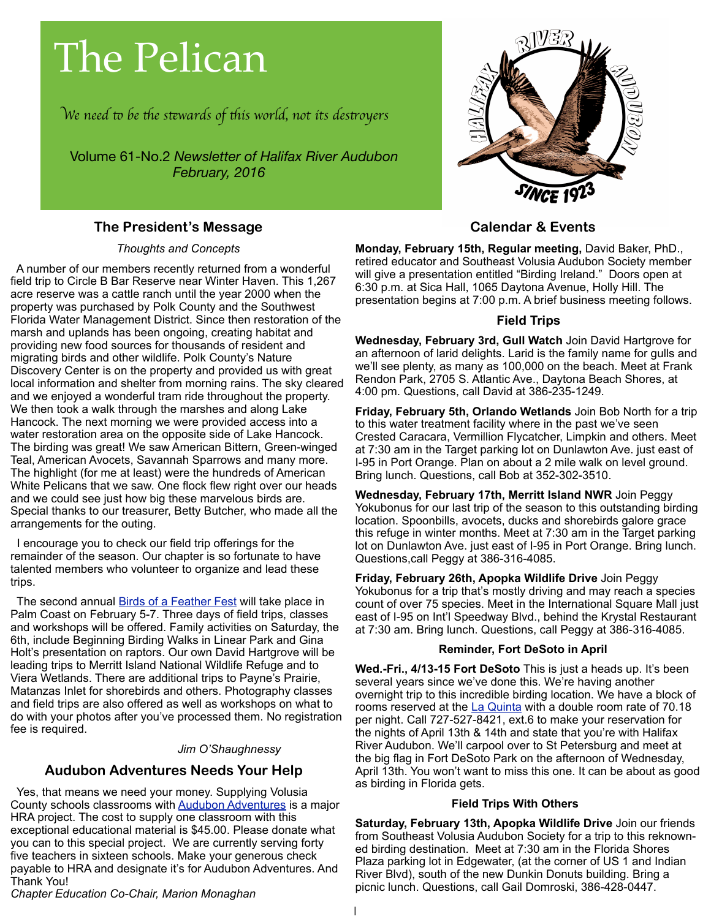# The Pelican

*We need to be the stewards of this world, not its destroyers*

Volume 61-No.2 *Newsletter of Halifax River Audubon*
*February, 2016*

## The President's Message

*Thoughts and Concepts*

A number of our members recently returned from a wonderful field trip to Circle B Bar Reserve near Winter Haven. This 1,267 acre reserve was a cattle ranch until the year 2000 when the property was purchased by Polk County and the Southwest Florida Water Management District. Since then restoration of the marsh and uplands has been ongoing, creating habitat and providing new food sources for thousands of resident and migrating birds and other wildlife. Polk County's Nature Discovery Center is on the property and provided us with great local information and shelter from morning rains. The sky cleared and we enjoyed a wonderful tram ride throughout the property. We then took a walk through the marshes and along Lake Hancock. The next morning we were provided access into a water restoration area on the opposite side of Lake Hancock. The birding was great! We saw American Bittern, Green-winged Teal, American Avocets, Savannah Sparrows and many more. The highlight (for me at least) were the hundreds of American White Pelicans that we saw. One flock flew right over our heads and we could see just how big these marvelous birds are. Special thanks to our treasurer, Betty Butcher, who made all the arrangements for the outing.

I encourage you to check our field trip offerings for the remainder of the season. Our chapter is so fortunate to have talented members who volunteer to organize and lead these trips.

The second annual Birds of a Feather Fest will take place in Palm Coast on February 5-7. Three days of field trips, classes and workshops will be offered. Family activities on Saturday, the 6th, include Beginning Birding Walks in Linear Park and Gina Holt's presentation on raptors. Our own David Hartgrove will be leading trips to Merritt Island National Wildlife Refuge and to Viera Wetlands. There are additional trips to Payne's Prairie, Matanzas Inlet for shorebirds and others. Photography classes and field trips are also offered as well as workshops on what to do with your photos after you've processed them. No registration fee is required.

*Jim O'Shaughnessy*

## Audubon Adventures Needs Your Help

Yes, that means we need your money. Supplying Volusia County schools classrooms with Audubon Adventures is a major HRA project. The cost to supply one classroom with this exceptional educational material is $45.00. Please donate what you can to this special project. We are currently serving forty five teachers in sixteen schools. Make your generous check payable to HRA and designate it's for Audubon Adventures. And Thank You!

*Chapter Education Co-Chair, Marion Monaghan*

## Calendar & Events

**Monday, February 15th, Regular meeting,** David Baker, PhD., retired educator and Southeast Volusia Audubon Society member will give a presentation entitled "Birding Ireland." Doors open at 6:30 p.m. at Sica Hall, 1065 Daytona Avenue, Holly Hill. The presentation begins at 7:00 p.m. A brief business meeting follows.

### Field Trips

**Wednesday, February 3rd, Gull Watch** Join David Hartgrove for an afternoon of larid delights. Larid is the family name for gulls and we'll see plenty, as many as 100,000 on the beach. Meet at Frank Rendon Park, 2705 S. Atlantic Ave., Daytona Beach Shores, at 4:00 pm. Questions, call David at 386-235-1249.

**Friday, February 5th, Orlando Wetlands** Join Bob North for a trip to this water treatment facility where in the past we've seen Crested Caracara, Vermillion Flycatcher, Limpkin and others. Meet at 7:30 am in the Target parking lot on Dunlawton Ave. just east of I-95 in Port Orange. Plan on about a 2 mile walk on level ground. Bring lunch. Questions, call Bob at 352-302-3510.

**Wednesday, February 17th, Merritt Island NWR** Join Peggy Yokubonus for our last trip of the season to this outstanding birding location. Spoonbills, avocets, ducks and shorebirds galore grace this refuge in winter months. Meet at 7:30 am in the Target parking lot on Dunlawton Ave. just east of I-95 in Port Orange. Bring lunch. Questions,call Peggy at 386-316-4085.

**Friday, February 26th, Apopka Wildlife Drive** Join Peggy Yokubonus for a trip that's mostly driving and may reach a species count of over 75 species. Meet in the International Square Mall just east of I-95 on Int'l Speedway Blvd., behind the Krystal Restaurant at 7:30 am. Bring lunch. Questions, call Peggy at 386-316-4085.

### Reminder, Fort DeSoto in April

**Wed.-Fri., 4/13-15 Fort DeSoto** This is just a heads up. It's been several years since we've done this. We're having another overnight trip to this incredible birding location. We have a block of rooms reserved at the La Quinta with a double room rate of 70.18 per night. Call 727-527-8421, ext.6 to make your reservation for the nights of April 13th & 14th and state that you're with Halifax River Audubon. We'll carpool over to St Petersburg and meet at the big flag in Fort DeSoto Park on the afternoon of Wednesday, April 13th. You won't want to miss this one. It can be about as good as birding in Florida gets.

### Field Trips With Others

**Saturday, February 13th, Apopka Wildlife Drive** Join our friends from Southeast Volusia Audubon Society for a trip to this reknown-ed birding destination. Meet at 7:30 am in the Florida Shores Plaza parking lot in Edgewater, (at the corner of US 1 and Indian River Blvd), south of the new Dunkin Donuts building. Bring a picnic lunch. Questions, call Gail Domroski, 386-428-0447.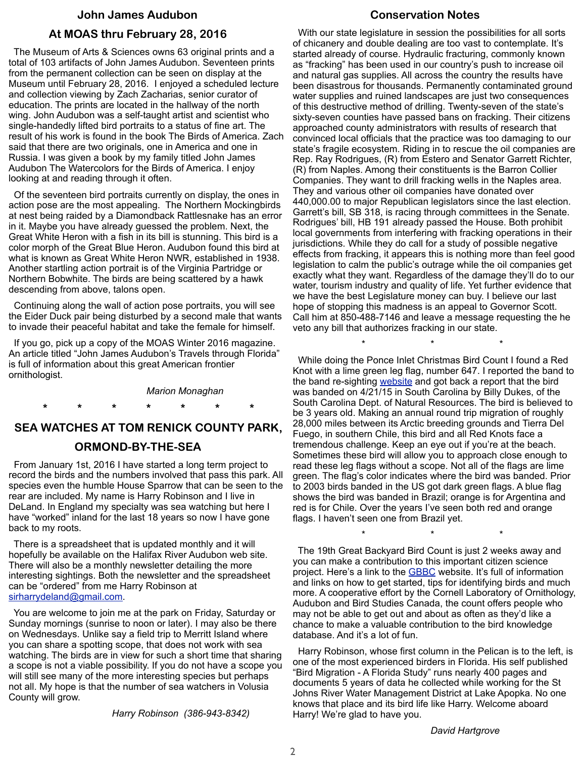## John James Audubon

## At MOAS thru February 28, 2016

The Museum of Arts & Sciences owns 63 original prints and a total of 103 artifacts of John James Audubon. Seventeen prints from the permanent collection can be seen on display at the Museum until February 28, 2016. I enjoyed a scheduled lecture and collection viewing by Zach Zacharias, senior curator of education. The prints are located in the hallway of the north wing. John Audubon was a self-taught artist and scientist who single-handedly lifted bird portraits to a status of fine art. The result of his work is found in the book The Birds of America. Zach said that there are two originals, one in America and one in Russia. I was given a book by my family titled John James Audubon The Watercolors for the Birds of America. I enjoy looking at and reading through it often.

Of the seventeen bird portraits currently on display, the ones in action pose are the most appealing. The Northern Mockingbirds at nest being raided by a Diamondback Rattlesnake has an error in it. Maybe you have already guessed the problem. Next, the Great White Heron with a fish in its bill is stunning. This bird is a color morph of the Great Blue Heron. Audubon found this bird at what is known as Great White Heron NWR, established in 1938. Another startling action portrait is of the Virginia Partridge or Northern Bobwhite. The birds are being scattered by a hawk descending from above, talons open.

Continuing along the wall of action pose portraits, you will see the Eider Duck pair being disturbed by a second male that wants to invade their peaceful habitat and take the female for himself.

If you go, pick up a copy of the MOAS Winter 2016 magazine. An article titled "John James Audubon's Travels through Florida" is full of information about this great American frontier ornithologist.

*Marion Monaghan*

\* \* \* \* \* \* \*

## SEA WATCHES AT TOM RENICK COUNTY PARK, ORMOND-BY-THE-SEA

From January 1st, 2016 I have started a long term project to record the birds and the numbers involved that pass this park. All species even the humble House Sparrow that can be seen to the rear are included. My name is Harry Robinson and I live in DeLand. In England my specialty was sea watching but here I have "worked" inland for the last 18 years so now I have gone back to my roots.

There is a spreadsheet that is updated monthly and it will hopefully be available on the Halifax River Audubon web site. There will also be a monthly newsletter detailing the more interesting sightings. Both the newsletter and the spreadsheet can be "ordered" from me Harry Robinson at sirharrydeland@gmail.com.

You are welcome to join me at the park on Friday, Saturday or Sunday mornings (sunrise to noon or later). I may also be there on Wednesdays. Unlike say a field trip to Merritt Island where you can share a spotting scope, that does not work with sea watching. The birds are in view for such a short time that sharing a scope is not a viable possibility. If you do not have a scope you will still see many of the more interesting species but perhaps not all. My hope is that the number of sea watchers in Volusia County will grow.

*Harry Robinson (386-943-8342)*

## Conservation Notes

With our state legislature in session the possibilities for all sorts of chicanery and double dealing are too vast to contemplate. It's started already of course. Hydraulic fracturing, commonly known as "fracking" has been used in our country's push to increase oil and natural gas supplies. All across the country the results have been disastrous for thousands. Permanently contaminated ground water supplies and ruined landscapes are just two consequences of this destructive method of drilling. Twenty-seven of the state's sixty-seven counties have passed bans on fracking. Their citizens approached county administrators with results of research that convinced local officials that the practice was too damaging to our state's fragile ecosystem. Riding in to rescue the oil companies are Rep. Ray Rodrigues, (R) from Estero and Senator Garrett Richter, (R) from Naples. Among their constituents is the Barron Collier Companies. They want to drill fracking wells in the Naples area. They and various other oil companies have donated over 440,000.00 to major Republican legislators since the last election. Garrett's bill, SB 318, is racing through committees in the Senate. Rodrigues' bill, HB 191 already passed the House. Both prohibit local governments from interfering with fracking operations in their jurisdictions. While they do call for a study of possible negative effects from fracking, it appears this is nothing more than feel good legislation to calm the public's outrage while the oil companies get exactly what they want. Regardless of the damage they'll do to our water, tourism industry and quality of life. Yet further evidence that we have the best Legislature money can buy. I believe our last hope of stopping this madness is an appeal to Governor Scott. Call him at 850-488-7146 and leave a message requesting the he veto any bill that authorizes fracking in our state.

\* \* \*

While doing the Ponce Inlet Christmas Bird Count I found a Red Knot with a lime green leg flag, number 647. I reported the band to the band re-sighting website and got back a report that the bird was banded on 4/21/15 in South Carolina by Billy Dukes, of the South Carolina Dept. of Natural Resources. The bird is believed to be 3 years old. Making an annual round trip migration of roughly 28,000 miles between its Arctic breeding grounds and Tierra Del Fuego, in southern Chile, this bird and all Red Knots face a tremendous challenge. Keep an eye out if you're at the beach. Sometimes these bird will allow you to approach close enough to read these leg flags without a scope. Not all of the flags are lime green. The flag's color indicates where the bird was banded. Prior to 2003 birds banded in the US got dark green flags. A blue flag shows the bird was banded in Brazil; orange is for Argentina and red is for Chile. Over the years I've seen both red and orange flags. I haven't seen one from Brazil yet.

\* \* \*

The 19th Great Backyard Bird Count is just 2 weeks away and you can make a contribution to this important citizen science project. Here's a link to the GBBC website. It's full of information and links on how to get started, tips for identifying birds and much more. A cooperative effort by the Cornell Laboratory of Ornithology, Audubon and Bird Studies Canada, the count offers people who may not be able to get out and about as often as they'd like a chance to make a valuable contribution to the bird knowledge database. And it's a lot of fun.

Harry Robinson, whose first column in the Pelican is to the left, is one of the most experienced birders in Florida. His self published "Bird Migration - A Florida Study" runs nearly 400 pages and documents 5 years of data he collected while working for the St Johns River Water Management District at Lake Apopka. No one knows that place and its bird life like Harry. Welcome aboard Harry! We're glad to have you.

*David Hartgrove*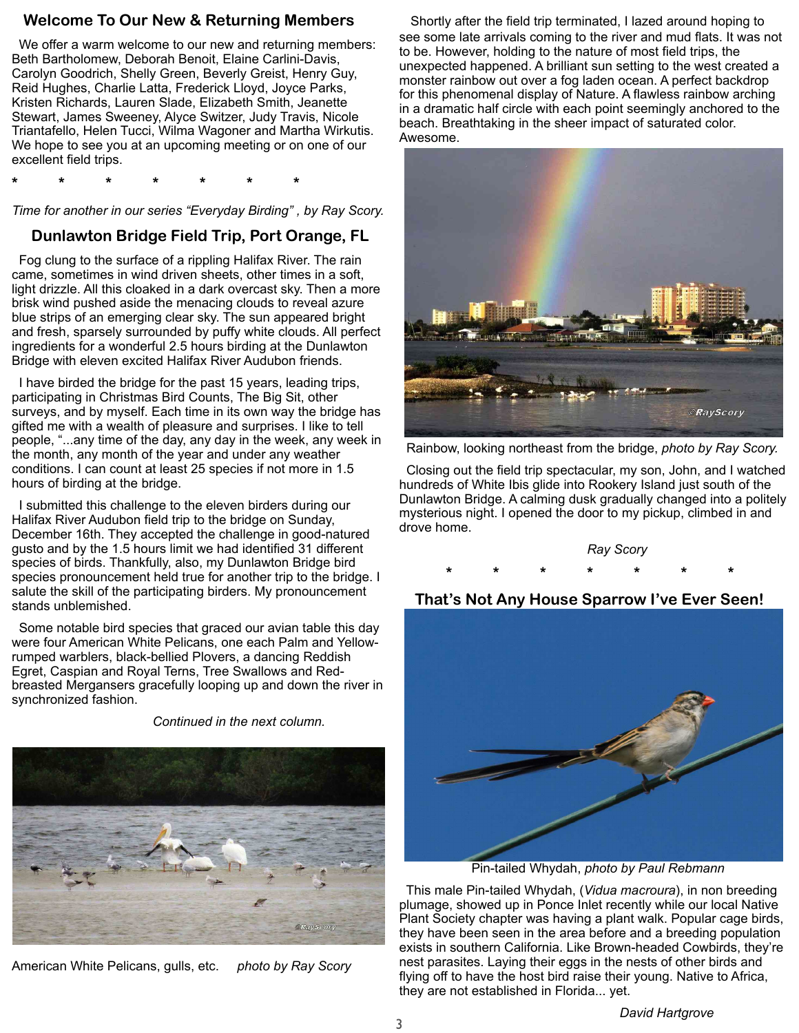## Welcome To Our New & Returning Members

We offer a warm welcome to our new and returning members: Beth Bartholomew, Deborah Benoit, Elaine Carlini-Davis, Carolyn Goodrich, Shelly Green, Beverly Greist, Henry Guy, Reid Hughes, Charlie Latta, Frederick Lloyd, Joyce Parks, Kristen Richards, Lauren Slade, Elizabeth Smith, Jeanette Stewart, James Sweeney, Alyce Switzer, Judy Travis, Nicole Triantafello, Helen Tucci, Wilma Wagoner and Martha Wirkutis. We hope to see you at an upcoming meeting or on one of our excellent field trips.

\* \* \* \* \* \* \*

*Time for another in our series "Everyday Birding" , by Ray Scory.*

## Dunlawton Bridge Field Trip, Port Orange, FL

Fog clung to the surface of a rippling Halifax River. The rain came, sometimes in wind driven sheets, other times in a soft, light drizzle. All this cloaked in a dark overcast sky. Then a more brisk wind pushed aside the menacing clouds to reveal azure blue strips of an emerging clear sky. The sun appeared bright and fresh, sparsely surrounded by puffy white clouds. All perfect ingredients for a wonderful 2.5 hours birding at the Dunlawton Bridge with eleven excited Halifax River Audubon friends.

I have birded the bridge for the past 15 years, leading trips, participating in Christmas Bird Counts, The Big Sit, other surveys, and by myself. Each time in its own way the bridge has gifted me with a wealth of pleasure and surprises. I like to tell people, "...any time of the day, any day in the week, any week in the month, any month of the year and under any weather conditions. I can count at least 25 species if not more in 1.5 hours of birding at the bridge.

I submitted this challenge to the eleven birders during our Halifax River Audubon field trip to the bridge on Sunday, December 16th. They accepted the challenge in good-natured gusto and by the 1.5 hours limit we had identified 31 different species of birds. Thankfully, also, my Dunlawton Bridge bird species pronouncement held true for another trip to the bridge. I salute the skill of the participating birders. My pronouncement stands unblemished.

Some notable bird species that graced our avian table this day were four American White Pelicans, one each Palm and Yellow-rumped warblers, black-bellied Plovers, a dancing Reddish Egret, Caspian and Royal Terns, Tree Swallows and Red-breasted Mergansers gracefully looping up and down the river in synchronized fashion.

*Continued in the next column.*

American White Pelicans, gulls, etc. *photo by Ray Scory*

Shortly after the field trip terminated, I lazed around hoping to see some late arrivals coming to the river and mud flats. It was not to be. However, holding to the nature of most field trips, the unexpected happened. A brilliant sun setting to the west created a monster rainbow out over a fog laden ocean. A perfect backdrop for this phenomenal display of Nature. A flawless rainbow arching in a dramatic half circle with each point seemingly anchored to the beach. Breathtaking in the sheer impact of saturated color. Awesome.

Rainbow, looking northeast from the bridge, *photo by Ray Scory.*

Closing out the field trip spectacular, my son, John, and I watched hundreds of White Ibis glide into Rookery Island just south of the Dunlawton Bridge. A calming dusk gradually changed into a politely mysterious night. I opened the door to my pickup, climbed in and drove home.

*Ray Scory*

\* \* \* \* \* \* \*

## That's Not Any House Sparrow I've Ever Seen!

Pin-tailed Whydah, *photo by Paul Rebmann*

This male Pin-tailed Whydah, (*Vidua macroura*), in non breeding plumage, showed up in Ponce Inlet recently while our local Native Plant Society chapter was having a plant walk. Popular cage birds, they have been seen in the area before and a breeding population exists in southern California. Like Brown-headed Cowbirds, they're nest parasites. Laying their eggs in the nests of other birds and flying off to have the host bird raise their young. Native to Africa, they are not established in Florida... yet.

*David Hartgrove*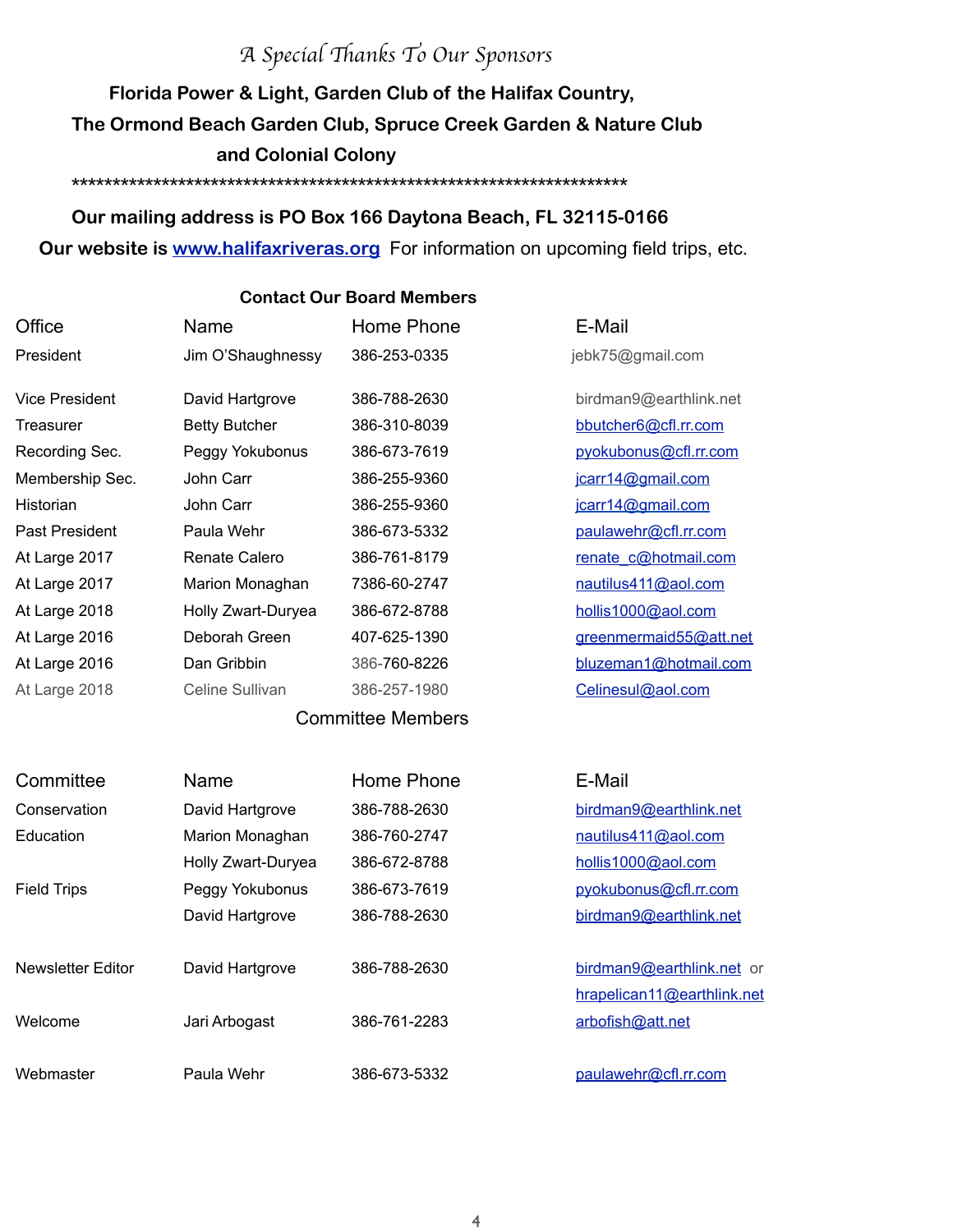*A Special Thanks To Our Sponsors*

**Florida Power & Light, Garden Club of the Halifax Country, The Ormond Beach Garden Club, Spruce Creek Garden & Nature Club and Colonial Colony**

*******************************************************************************

**Our mailing address is PO Box 166 Daytona Beach, FL 32115-0166**

**Our website is [www.halifaxriveras.org](http://www.halifaxriveras.org)** For information on upcoming field trips, etc.

**Contact Our Board Members**

| Office | Name | Home Phone | E-Mail |
|---|---|---|---|
| President | Jim O'Shaughnessy | 386-253-0335 | jebk75@gmail.com |
| Vice President | David Hartgrove | 386-788-2630 | birdman9@earthlink.net |
| Treasurer | Betty Butcher | 386-310-8039 | bbutcher6@cfl.rr.com |
| Recording Sec. | Peggy Yokubonus | 386-673-7619 | pyokubonus@cfl.rr.com |
| Membership Sec. | John Carr | 386-255-9360 | jcarr14@gmail.com |
| Historian | John Carr | 386-255-9360 | jcarr14@gmail.com |
| Past President | Paula Wehr | 386-673-5332 | paulawehr@cfl.rr.com |
| At Large 2017 | Renate Calero | 386-761-8179 | renate_c@hotmail.com |
| At Large 2017 | Marion Monaghan | 7386-60-2747 | nautilus411@aol.com |
| At Large 2018 | Holly Zwart-Duryea | 386-672-8788 | hollis1000@aol.com |
| At Large 2016 | Deborah Green | 407-625-1390 | greenmermaid55@att.net |
| At Large 2016 | Dan Gribbin | 386-760-8226 | bluzeman1@hotmail.com |
| At Large 2018 | Celine Sullivan | 386-257-1980 | Celinesul@aol.com |

Committee Members

| Committee | Name | Home Phone | E-Mail |
|---|---|---|---|
| Conservation | David Hartgrove | 386-788-2630 | birdman9@earthlink.net |
| Education | Marion Monaghan | 386-760-2747 | nautilus411@aol.com |
| | Holly Zwart-Duryea | 386-672-8788 | hollis1000@aol.com |
| Field Trips | Peggy Yokubonus | 386-673-7619 | pyokubonus@cfl.rr.com |
| | David Hartgrove | 386-788-2630 | birdman9@earthlink.net |
| Newsletter Editor | David Hartgrove | 386-788-2630 | birdman9@earthlink.net or hrapelican11@earthlink.net |
| Welcome | Jari Arbogast | 386-761-2283 | arbofish@att.net |
| Webmaster | Paula Wehr | 386-673-5332 | paulawehr@cfl.rr.com |